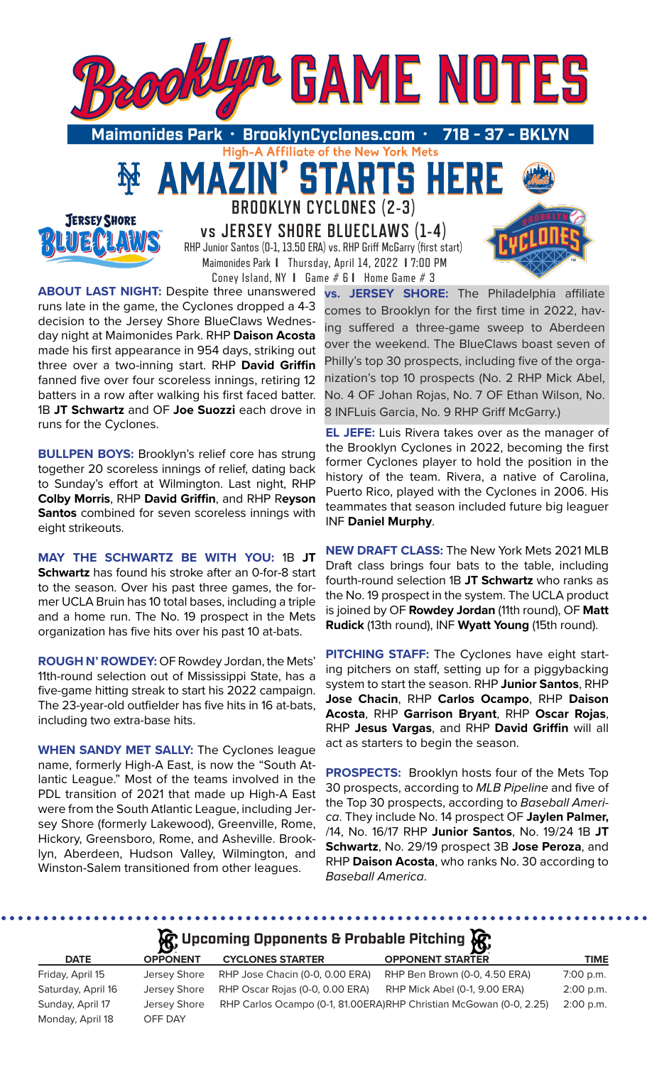# Brooklyn GAME NOTES

**Maimonides Park • BrooklynCyclones.com • 718 - 37 - BKLYN**

High-A Affiliate of the New York Mets

## AMAZIN' STARTS HERE

### BROOKLYN CYCLONES (2-3)
### vs JERSEY SHORE BLUECLAWS (1-4)

RHP Junior Santos (0-1, 13.50 ERA) vs. RHP Griff McGarry (first start)
Maimonides Park | Thursday, April 14, 2022 | 7:00 PM
Coney Island, NY | Game # 6 | Home Game # 3

**ABOUT LAST NIGHT:** Despite three unanswered runs late in the game, the Cyclones dropped a 4-3 decision to the Jersey Shore BlueClaws Wednesday night at Maimonides Park. RHP **Daison Acosta** made his first appearance in 954 days, striking out three over a two-inning start. RHP **David Griffin** fanned five over four scoreless innings, retiring 12 batters in a row after walking his first faced batter. 1B **JT Schwartz** and OF **Joe Suozzi** each drove in runs for the Cyclones.

**BULLPEN BOYS:** Brooklyn's relief core has strung together 20 scoreless innings of relief, dating back to Sunday's effort at Wilmington. Last night, RHP **Colby Morris**, RHP **David Griffin**, and RHP R**eyson Santos** combined for seven scoreless innings with eight strikeouts.

**MAY THE SCHWARTZ BE WITH YOU:** 1B **JT Schwartz** has found his stroke after an 0-for-8 start to the season. Over his past three games, the former UCLA Bruin has 10 total bases, including a triple and a home run. The No. 19 prospect in the Mets organization has five hits over his past 10 at-bats.

**ROUGH N' ROWDEY:** OF Rowdey Jordan, the Mets' 11th-round selection out of Mississippi State, has a five-game hitting streak to start his 2022 campaign. The 23-year-old outfielder has five hits in 16 at-bats, including two extra-base hits.

**WHEN SANDY MET SALLY:** The Cyclones league name, formerly High-A East, is now the "South Atlantic League." Most of the teams involved in the PDL transition of 2021 that made up High-A East were from the South Atlantic League, including Jersey Shore (formerly Lakewood), Greenville, Rome, Hickory, Greensboro, Rome, and Asheville. Brooklyn, Aberdeen, Hudson Valley, Wilmington, and Winston-Salem transitioned from other leagues.

**vs. JERSEY SHORE:** The Philadelphia affiliate comes to Brooklyn for the first time in 2022, having suffered a three-game sweep to Aberdeen over the weekend. The BlueClaws boast seven of Philly's top 30 prospects, including five of the organization's top 10 prospects (No. 2 RHP Mick Abel, No. 4 OF Johan Rojas, No. 7 OF Ethan Wilson, No. 8 INFLuis Garcia, No. 9 RHP Griff McGarry.)

**EL JEFE:** Luis Rivera takes over as the manager of the Brooklyn Cyclones in 2022, becoming the first former Cyclones player to hold the position in the history of the team. Rivera, a native of Carolina, Puerto Rico, played with the Cyclones in 2006. His teammates that season included future big leaguer INF **Daniel Murphy**.

**NEW DRAFT CLASS:** The New York Mets 2021 MLB Draft class brings four bats to the table, including fourth-round selection 1B **JT Schwartz** who ranks as the No. 19 prospect in the system. The UCLA product is joined by OF **Rowdey Jordan** (11th round), OF **Matt Rudick** (13th round), INF **Wyatt Young** (15th round).

**PITCHING STAFF:** The Cyclones have eight starting pitchers on staff, setting up for a piggybacking system to start the season. RHP **Junior Santos**, RHP **Jose Chacin**, RHP **Carlos Ocampo**, RHP **Daison Acosta**, RHP **Garrison Bryant**, RHP **Oscar Rojas**, RHP **Jesus Vargas**, and RHP **David Griffin** will all act as starters to begin the season.

**PROSPECTS:** Brooklyn hosts four of the Mets Top 30 prospects, according to *MLB Pipeline* and five of the Top 30 prospects, according to *Baseball America*. They include No. 14 prospect OF **Jaylen Palmer,** /14, No. 16/17 RHP **Junior Santos**, No. 19/24 1B **JT Schwartz**, No. 29/19 prospect 3B **Jose Peroza**, and RHP **Daison Acosta**, who ranks No. 30 according to *Baseball America*.

### Upcoming Opponents & Probable Pitching

| DATE | OPPONENT | CYCLONES STARTER | OPPONENT STARTER | TIME |
|---|---|---|---|---|
| Friday, April 15 | Jersey Shore | RHP Jose Chacin (0-0, 0.00 ERA) | RHP Ben Brown (0-0, 4.50 ERA) | 7:00 p.m. |
| Saturday, April 16 | Jersey Shore | RHP Oscar Rojas (0-0, 0.00 ERA) | RHP Mick Abel (0-1, 9.00 ERA) | 2:00 p.m. |
| Sunday, April 17 | Jersey Shore | RHP Carlos Ocampo (0-1, 81.00ERA) | RHP Christian McGowan (0-0, 2.25) | 2:00 p.m. |
| Monday, April 18 | OFF DAY | | | |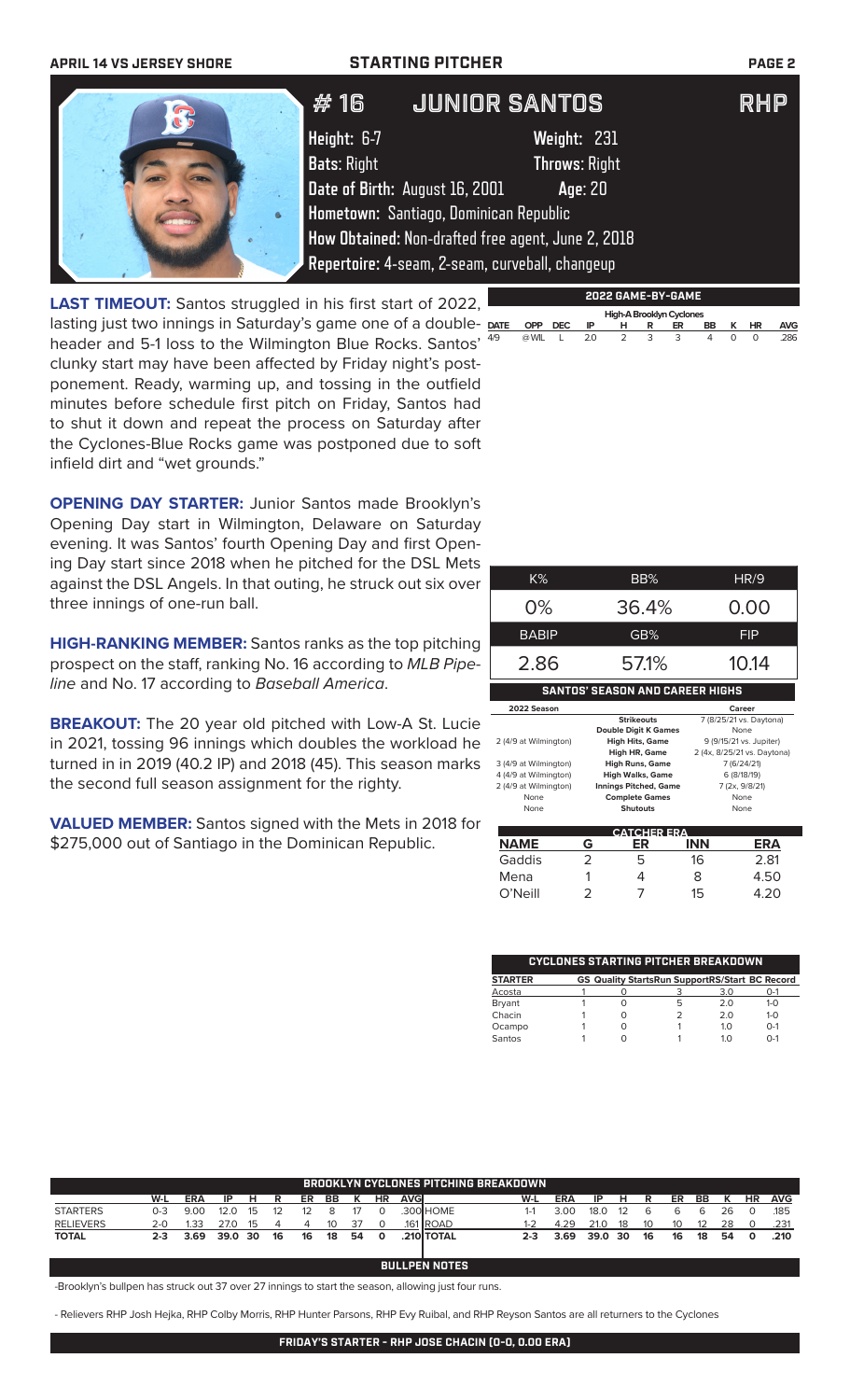# #16 JUNIOR SANTOS — RHP

**Height:** 6-7 **Weight:** 231
**Bats:** Right **Throws:** Right
**Date of Birth:** August 16, 2001 **Age:** 20
**Hometown:** Santiago, Dominican Republic
**How Obtained:** Non-drafted free agent, June 2, 2018
**Repertoire:** 4-seam, 2-seam, curveball, changeup

**LAST TIMEOUT:** Santos struggled in his first start of 2022, lasting just two innings in Saturday's game one of a doubleheader and 5-1 loss to the Wilmington Blue Rocks. Santos' clunky start may have been affected by Friday night's postponement. Ready, warming up, and tossing in the outfield minutes before schedule first pitch on Friday, Santos had to shut it down and repeat the process on Saturday after the Cyclones-Blue Rocks game was postponed due to soft infield dirt and "wet grounds."

**OPENING DAY STARTER:** Junior Santos made Brooklyn's Opening Day start in Wilmington, Delaware on Saturday evening. It was Santos' fourth Opening Day and first Opening Day start since 2018 when he pitched for the DSL Mets against the DSL Angels. In that outing, he struck out six over three innings of one-run ball.

**HIGH-RANKING MEMBER:** Santos ranks as the top pitching prospect on the staff, ranking No. 16 according to *MLB Pipeline* and No. 17 according to *Baseball America*.

**BREAKOUT:** The 20 year old pitched with Low-A St. Lucie in 2021, tossing 96 innings which doubles the workload he turned in in 2019 (40.2 IP) and 2018 (45). This season marks the second full season assignment for the righty.

**VALUED MEMBER:** Santos signed with the Mets in 2018 for $275,000 out of Santiago in the Dominican Republic.

## 2022 GAME-BY-GAME

**High-A Brooklyn Cyclones**

| DATE | OPP | DEC | IP | H | R | ER | BB | K | HR | AVG |
|---|---|---|---|---|---|---|---|---|---|---|
| 4/9 | @WIL | L | 2.0 | 2 | 3 | 3 | 4 | 0 | 0 | .286 |

| K% | BB% | HR/9 |
|---|---|---|
| 0% | 36.4% | 0.00 |
| **BABIP** | **GB%** | **FIP** |
| 2.86 | 57.1% | 10.14 |

## SANTOS' SEASON AND CAREER HIGHS

| 2022 Season | | Career |
|---|---|---|
| | Strikeouts | 7 (8/25/21 vs. Daytona) |
| | Double Digit K Games | None |
| 2 (4/9 at Wilmington) | High Hits, Game | 9 (9/15/21 vs. Jupiter) |
| | High HR, Game | 2 (4x, 8/25/21 vs. Daytona) |
| 3 (4/9 at Wilmington) | High Runs, Game | 7 (6/24/21) |
| 4 (4/9 at Wilmington) | High Walks, Game | 6 (8/18/19) |
| 2 (4/9 at Wilmington) | Innings Pitched, Game | 7 (2x, 9/8/21) |
| None | Complete Games | None |
| None | Shutouts | None |

## CATCHER ERA

| NAME | G | ER | INN | ERA |
|---|---|---|---|---|
| Gaddis | 2 | 5 | 16 | 2.81 |
| Mena | 1 | 4 | 8 | 4.50 |
| O'Neill | 2 | 7 | 15 | 4.20 |

## CYCLONES STARTING PITCHER BREAKDOWN

| STARTER | GS | Quality Starts | Run Support | RS/Start | BC Record |
|---|---|---|---|---|---|
| Acosta | 1 | 0 | 3 | 3.0 | 0-1 |
| Bryant | 1 | 0 | 5 | 2.0 | 1-0 |
| Chacin | 1 | 0 | 2 | 2.0 | 1-0 |
| Ocampo | 1 | 0 | 1 | 1.0 | 0-1 |
| Santos | 1 | 0 | 1 | 1.0 | 0-1 |

## BROOKLYN CYCLONES PITCHING BREAKDOWN

| | W-L | ERA | IP | H | R | ER | BB | K | HR | AVG | | W-L | ERA | IP | H | R | ER | BB | K | HR | AVG |
|---|---|---|---|---|---|---|---|---|---|---|---|---|---|---|---|---|---|---|---|---|---|
| STARTERS | 0-3 | 9.00 | 12.0 | 15 | 12 | 12 | 8 | 17 | 0 | .300 | HOME | 1-1 | 3.00 | 18.0 | 12 | 6 | 6 | 6 | 26 | 0 | .185 |
| RELIEVERS | 2-0 | 1.33 | 27.0 | 15 | 4 | 4 | 10 | 37 | 0 | .161 | ROAD | 1-2 | 4.29 | 21.0 | 18 | 10 | 10 | 12 | 28 | 0 | .231 |
| TOTAL | 2-3 | 3.69 | 39.0 | 30 | 16 | 16 | 18 | 54 | 0 | .210 | TOTAL | 2-3 | 3.69 | 39.0 | 30 | 16 | 16 | 18 | 54 | 0 | .210 |

## BULLPEN NOTES

-Brooklyn's bullpen has struck out 37 over 27 innings to start the season, allowing just four runs.

- Relievers RHP Josh Hejka, RHP Colby Morris, RHP Hunter Parsons, RHP Evy Ruibal, and RHP Reyson Santos are all returners to the Cyclones

## FRIDAY'S STARTER - RHP JOSE CHACIN (0-0, 0.00 ERA)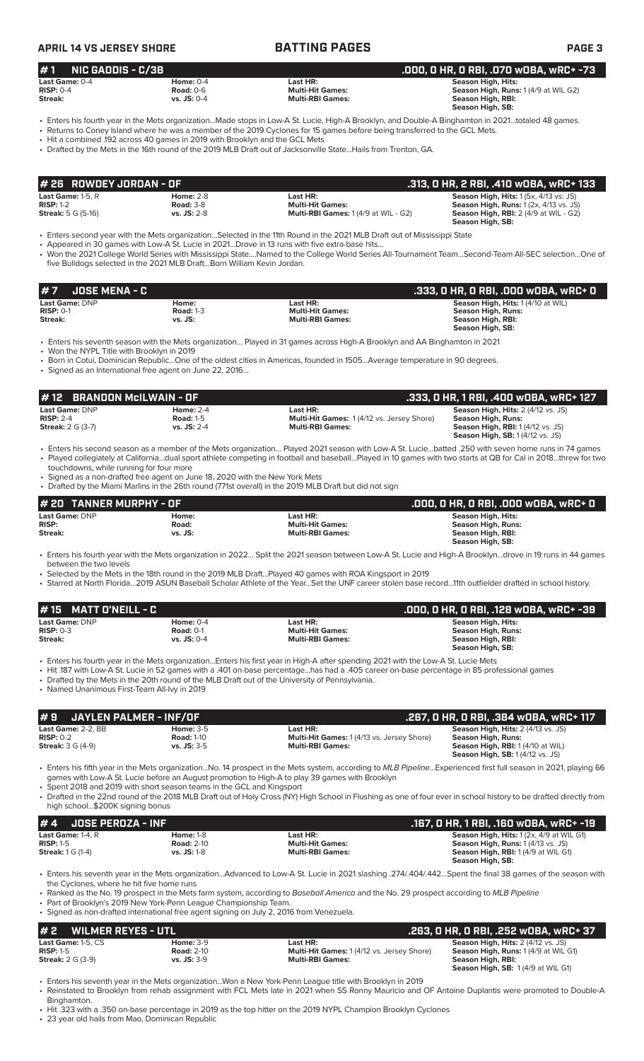## # 1 NIC GADDIS - C/3B
**.000, 0 HR, 0 RBI, .070 wOBA, wRC+ -73**

| | | | |
|---|---|---|---|
| **Last Game:** 0-4 | **Home:** 0-4 | **Last HR:** | **Season High, Hits:** |
| **RISP:** 0-4 | **Road:** 0-6 | **Multi-Hit Games:** | **Season High, Runs:** 1 (4/9 at WIL G2) |
| **Streak:** | **vs. JS:** 0-4 | **Multi-RBI Games:** | **Season High, RBI:** |
| | | | **Season High, SB:** |

- Enters his fourth year in the Mets organization...Made stops in Low-A St. Lucie, High-A Brooklyn, and Double-A Binghamton in 2021...totaled 48 games.
- Returns to Coney Island where he was a member of the 2019 Cyclones for 15 games before being transferred to the GCL Mets.
- Hit a combined .192 across 40 games in 2019 with Brooklyn and the GCL Mets
- Drafted by the Mets in the 16th round of the 2019 MLB Draft out of Jacksonville State...Hails from Trenton, GA.

## # 26 ROWDEY JORDAN - OF
**.313, 0 HR, 2 RBI, .410 wOBA, wRC+ 133**

| | | | |
|---|---|---|---|
| **Last Game:** 1-5, R | **Home:** 2-8 | **Last HR:** | **Season High, Hits:** 1 (5x, 4/13 vs. JS) |
| **RISP:** 1-2 | **Road:** 3-8 | **Multi-Hit Games:** | **Season High, Runs:** 1 (2x, 4/13 vs. JS) |
| **Streak:** 5 G (5-16) | **vs. JS:** 2-8 | **Multi-RBI Games:** 1 (4/9 at WIL - G2) | **Season High, RBI:** 2 (4/9 at WIL - G2) |
| | | | **Season High, SB:** |

- Enters second year with the Mets organization...Selected in the 11th Round in the 2021 MLB Draft out of Mississippi State
- Appeared in 30 games with Low-A St. Lucie in 2021...Drove in 13 runs with five extra-base hits...
- Won the 2021 College World Series with Mississippi State...Named to the College World Series All-Tournament Team...Second-Team All-SEC selection...One of five Bulldogs selected in the 2021 MLB Draft...Born William Kevin Jordan.

## # 7 JOSE MENA - C
**.333, 0 HR, 0 RBI, .000 wOBA, wRC+ 0**

| | | | |
|---|---|---|---|
| **Last Game:** DNP | **Home:** | **Last HR:** | **Season High, Hits:** 1 (4/10 at WIL) |
| **RISP:** 0-1 | **Road:** 1-3 | **Multi-Hit Games:** | **Season High, Runs:** |
| **Streak:** | **vs. JS:** | **Multi-RBI Games:** | **Season High, RBI:** |
| | | | **Season High, SB:** |

- Enters his seventh season with the Mets organization... Played in 31 games across High-A Brooklyn and AA Binghamton in 2021
- Won the NYPL Title with Brooklyn in 2019
- Born in Cotui, Dominican Republic...One of the oldest cities in Americas, founded in 1505...Average temperature in 90 degrees.
- Signed as an International free agent on June 22, 2016...

## # 12 BRANDON McILWAIN - OF
**.333, 0 HR, 1 RBI, .400 wOBA, wRC+ 127**

| | | | |
|---|---|---|---|
| **Last Game:** DNP | **Home:** 2-4 | **Last HR:** | **Season High, Hits:** 2 (4/12 vs. JS) |
| **RISP:** 2-4 | **Road:** 1-5 | **Multi-Hit Games:** 1 (4/12 vs. Jersey Shore) | **Season High, Runs:** |
| **Streak:** 2 G (3-7) | **vs. JS:** 2-4 | **Multi-RBI Games:** | **Season High, RBI:** 1 (4/12 vs. JS) |
| | | | **Season High, SB:** 1 (4/12 vs. JS) |

- Enters his second season as a member of the Mets organization... Played 2021 season with Low-A St. Lucie...batted .250 with seven home runs in 74 games
- Played collegiately at California...dual sport athlete competing in football and baseball...Played in 10 games with two starts at QB for Cal in 2018...threw for two touchdowns, while running for four more
- Signed as a non-drafted free agent on June 18, 2020 with the New York Mets
- Drafted by the Miami Marlins in the 26th round (771st overall) in the 2019 MLB Draft but did not sign

## # 20 TANNER MURPHY - OF
**.000, 0 HR, 0 RBI, .000 wOBA, wRC+ 0**

| | | | |
|---|---|---|---|
| **Last Game:** DNP | **Home:** | **Last HR:** | **Season High, Hits:** |
| **RISP:** | **Road:** | **Multi-Hit Games:** | **Season High, Runs:** |
| **Streak:** | **vs. JS:** | **Multi-RBI Games:** | **Season High, RBI:** |
| | | | **Season High, SB:** |

- Enters his fourth year with the Mets organization in 2022... Split the 2021 season between Low-A St. Lucie and High-A Brooklyn...drove in 19 runs in 44 games between the two levels
- Selected by the Mets in the 18th round in the 2019 MLB Draft...Played 40 games with ROA Kingsport in 2019
- Starred at North Florida...2019 ASUN Baseball Scholar Athlete of the Year...Set the UNF career stolen base record...11th outfielder drafted in school history.

## # 15 MATT O'NEILL - C
**.000, 0 HR, 0 RBI, .128 wOBA, wRC+ -39**

| | | | |
|---|---|---|---|
| **Last Game:** DNP | **Home:** 0-4 | **Last HR:** | **Season High, Hits:** |
| **RISP:** 0-3 | **Road:** 0-1 | **Multi-Hit Games:** | **Season High, Runs:** |
| **Streak:** | **vs. JS:** 0-4 | **Multi-RBI Games:** | **Season High, RBI:** |
| | | | **Season High, SB:** |

- Enters his fourth year in the Mets organization...Enters his first year in High-A after spending 2021 with the Low-A St. Lucie Mets
- Hit .187 with Low-A St. Lucie in 52 games with a .401 on-base percentage...has had a .405 career on-base percentage in 85 professional games
- Drafted by the Mets in the 20th round of the MLB Draft out of the University of Pennsylvania.
- Named Unanimous First-Team All-Ivy in 2019

## # 9 JAYLEN PALMER - INF/OF
**.267, 0 HR, 0 RBI, .384 wOBA, wRC+ 117**

| | | | |
|---|---|---|---|
| **Last Game:** 2-2, BB | **Home:** 3-5 | **Last HR:** | **Season High, Hits:** 2 (4/13 vs. JS) |
| **RISP:** 0-2 | **Road:** 1-10 | **Multi-Hit Games:** 1 (4/13 vs. Jersey Shore) | **Season High, Runs:** |
| **Streak:** 3 G (4-9) | **vs. JS:** 3-5 | **Multi-RBI Games:** | **Season High, RBI:** 1 (4/10 at WIL) |
| | | | **Season High, SB:** 1 (4/12 vs. JS) |

- Enters his fifth year in the Mets organization...No. 14 prospect in the Mets system, according to *MLB Pipeline*...Experienced first full season in 2021, playing 66 games with Low-A St. Lucie before an August promotion to High-A to play 39 games with Brooklyn
- Spent 2018 and 2019 with short season teams in the GCL and Kingsport
- Drafted in the 22nd round of the 2018 MLB Draft out of Holy Cross (NY) High School in Flushing as one of four ever in school history to be drafted directly from high school...$200K signing bonus

## # 4 JOSE PEROZA - INF
**.167, 0 HR, 1 RBI, .160 wOBA, wRC+ -19**

| | | | |
|---|---|---|---|
| **Last Game:** 1-4, R | **Home:** 1-8 | **Last HR:** | **Season High, Hits:** 1 (2x, 4/9 at WIL G1) |
| **RISP:** 1-5 | **Road:** 2-10 | **Multi-Hit Games:** | **Season High, Runs:** 1 (4/13 vs. JS) |
| **Streak:** 1 G (1-4) | **vs. JS:** 1-8 | **Multi-RBI Games:** | **Season High, RBI:** 1 (4/9 at WIL G1) |
| | | | **Season High, SB:** |

- Enters his seventh year in the Mets organization...Advanced to Low-A St. Lucie in 2021 slashing .274/.404/.442...Spent the final 38 games of the season with the Cyclones, where he hit five home runs
- Ranked as the No. 19 prospect in the Mets farm system, according to *Baseball America* and the No. 29 prospect according to *MLB Pipeline*
- Part of Brooklyn's 2019 New York-Penn League Championship Team.
- Signed as non-drafted international free agent signing on July 2, 2016 from Venezuela.

## # 2 WILMER REYES - UTL
**.263, 0 HR, 0 RBI, .252 wOBA, wRC+ 37**

| | | | |
|---|---|---|---|
| **Last Game:** 1-5, CS | **Home:** 3-9 | **Last HR:** | **Season High, Hits:** 2 (4/12 vs. JS) |
| **RISP:** 1-5 | **Road:** 2-10 | **Multi-Hit Games:** 1 (4/12 vs. Jersey Shore) | **Season High, Runs:** 1 (4/9 at WIL G1) |
| **Streak:** 2 G (3-9) | **vs. JS:** 3-9 | **Multi-RBI Games:** | **Season High, RBI:** |
| | | | **Season High, SB:** 1 (4/9 at WIL G1) |

- Enters his seventh year in the Mets organization...Won a New York-Penn League title with Brooklyn in 2019
- Reinstated to Brooklyn from rehab assignment with FCL Mets late in 2021 when SS Ronny Mauricio and OF Antoine Duplantis were promoted to Double-A Binghamton.
- Hit .323 with a .350 on-base percentage in 2019 as the top hitter on the 2019 NYPL Champion Brooklyn Cyclones
- 23 year old hails from Mao, Dominican Republic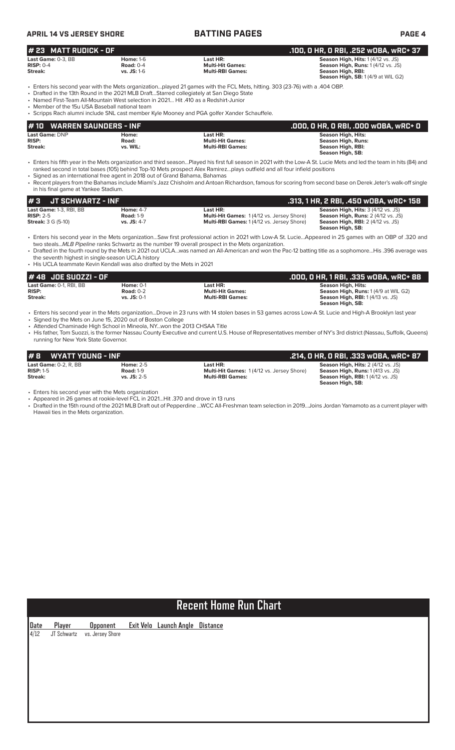## # 23 MATT RUDICK - OF

**.100, 0 HR, 0 RBI, .252 wOBA, wRC+ 37**

| | | | |
|---|---|---|---|
| **Last Game:** 0-3, BB | **Home:** 1-6 | **Last HR:** | **Season High, Hits:** 1 (4/12 vs. JS) |
| **RISP:** 0-4 | **Road:** 0-4 | **Multi-Hit Games:** | **Season High, Runs:** 1 (4/12 vs. JS) |
| **Streak:** | **vs. JS:** 1-6 | **Multi-RBI Games:** | **Season High, RBI:** |
| | | | **Season High, SB:** 1 (4/9 at WIL G2) |

- Enters his second year with the Mets organization...played 21 games with the FCL Mets, hitting. 303 (23-76) with a .404 OBP.
- Drafted in the 13th Round in the 2021 MLB Draft...Starred collegiately at San Diego State
- Named First-Team All-Mountain West selection in 2021... Hit .410 as a Redshirt-Junior
- Member of the 15u USA Baseball national team
- Scripps Rach alumni include SNL cast member Kyle Mooney and PGA golfer Xander Schauffele.

## # 10 WARREN SAUNDERS - INF

**.000, 0 HR, 0 RBI, .000 wOBA, wRC+ 0**

| | | | |
|---|---|---|---|
| **Last Game:** DNP | **Home:** | **Last HR:** | **Season High, Hits:** |
| **RISP:** | **Road:** | **Multi-Hit Games:** | **Season High, Runs:** |
| **Streak:** | **vs. WIL:** | **Multi-RBI Games:** | **Season High, RBI:** |
| | | | **Season High, SB:** |

- Enters his fifth year in the Mets organization and third season...Played his first full season in 2021 with the Low-A St. Lucie Mets and led the team in hits (84) and ranked second in total bases (105) behind Top-10 Mets prospect Alex Ramirez...plays outfield and all four infield positions
- Signed as an international free agent in 2018 out of Grand Bahama, Bahamas
- Recent players from the Bahamas include Miami's Jazz Chisholm and Antoan Richardson, famous for scoring from second base on Derek Jeter's walk-off single in his final game at Yankee Stadium.

## # 3 JT SCHWARTZ - INF

**.313, 1 HR, 2 RBI, .450 wOBA, wRC+ 158**

| | | | |
|---|---|---|---|
| **Last Game:** 1-3, RBI, BB | **Home:** 4-7 | **Last HR:** | **Season High, Hits:** 3 (4/12 vs. JS) |
| **RISP:** 2-5 | **Road:** 1-9 | **Multi-Hit Games:** 1 (4/12 vs. Jersey Shore) | **Season High, Runs:** 2 (4/12 vs. JS) |
| **Streak:** 3 G (5-10) | **vs. JS:** 4-7 | **Multi-RBI Games:** 1 (4/12 vs. Jersey Shore) | **Season High, RBI:** 2 (4/12 vs. JS) |
| | | | **Season High, SB:** |

- Enters his second year in the Mets organization...Saw first professional action in 2021 with Low-A St. Lucie...Appeared in 25 games with an OBP of .320 and two steals...*MLB Pipeline* ranks Schwartz as the number 19 overall prospect in the Mets organization.
- Drafted in the fourth round by the Mets in 2021 out UCLA...was named an All-American and won the Pac-12 batting title as a sophomore...His .396 average was the seventh highest in single-season UCLA history
- His UCLA teammate Kevin Kendall was also drafted by the Mets in 2021

## # 48 JOE SUOZZI - OF

**.000, 0 HR, 1 RBI, .335 wOBA, wRC+ 88**

| | | | |
|---|---|---|---|
| **Last Game:** 0-1, RBI, BB | **Home:** 0-1 | **Last HR:** | **Season High, Hits:** |
| **RISP:** | **Road:** 0-2 | **Multi-Hit Games:** | **Season High, Runs:** 1 (4/9 at WIL G2) |
| **Streak:** | **vs. JS:** 0-1 | **Multi-RBI Games:** | **Season High, RBI:** 1 (4/13 vs. JS) |
| | | | **Season High, SB:** |

- Enters his second year in the Mets organization...Drove in 23 runs with 14 stolen bases in 53 games across Low-A St. Lucie and High-A Brooklyn last year
- Signed by the Mets on June 15, 2020 out of Boston College
- Attended Chaminade High School in Mineola, NY...won the 2013 CHSAA Title
- His father, Tom Suozzi, is the former Nassau County Executive and current U.S. House of Representatives member of NY's 3rd district (Nassau, Suffolk, Queens) running for New York State Governor.

## # 8 WYATT YOUNG - INF

**.214, 0 HR, 0 RBI, .333 wOBA, wRC+ 87**

| | | | |
|---|---|---|---|
| **Last Game:** 0-2, R, BB | **Home:** 2-5 | **Last HR:** | **Season High, Hits:** 2 (4/12 vs. JS) |
| **RISP:** 1-5 | **Road:** 1-9 | **Multi-Hit Games:** 1 (4/12 vs. Jersey Shore) | **Season High, Runs:** 1 (413 vs. JS) |
| **Streak:** | **vs. JS:** 2-5 | **Multi-RBI Games:** | **Season High, RBI:** 1 (4/12 vs. JS) |
| | | | **Season High, SB:** |

- Enters his second year with the Mets organization
- Appeared in 26 games at rookie-level FCL in 2021...Hit .370 and drove in 13 runs
- Drafted in the 15th round of the 2021 MLB Draft out of Pepperdine ...WCC All-Freshman team selection in 2019...Joins Jordan Yamamoto as a current player with Hawaii ties in the Mets organization.

## Recent Home Run Chart

| Date | Player | Opponent | Exit Velo | Launch Angle | Distance |
|---|---|---|---|---|---|
| 4/12 | JT Schwartz | vs. Jersey Shore | | | |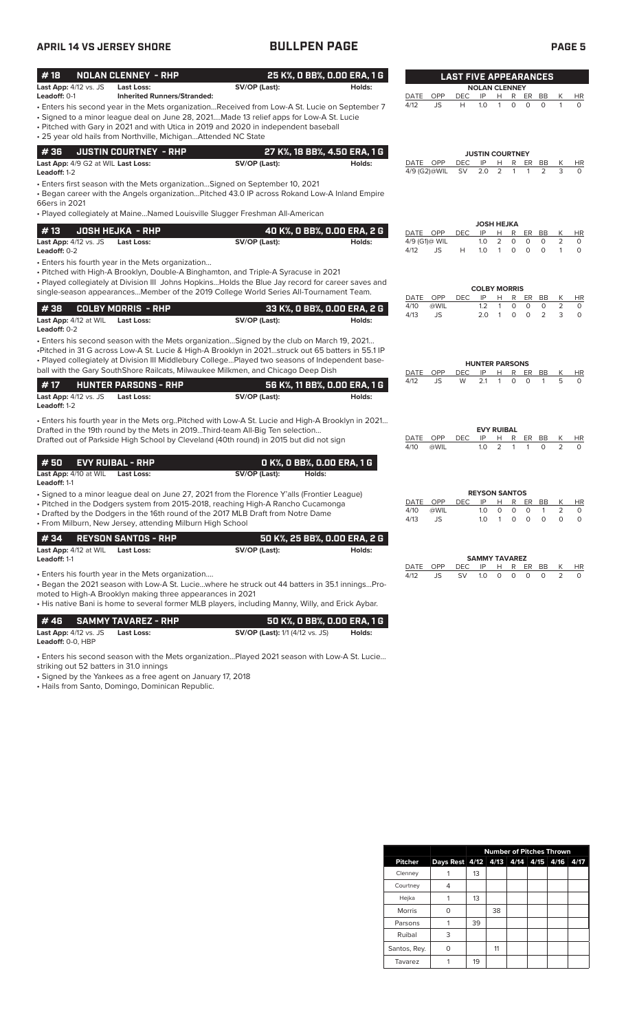## APRIL 14 VS JERSEY SHORE — BULLPEN PAGE

### #18 NOLAN CLENNEY - RHP — 25 K%, 0 BB%, 0.00 ERA, 1 G

**Last App:** 4/12 vs. JS **Last Loss:** **SV/OP (Last):** **Holds:**
**Leadoff:** 0-1 **Inherited Runners/Stranded:**

- Enters his second year in the Mets organization...Received from Low-A St. Lucie on September 7
- Signed to a minor league deal on June 28, 2021....Made 13 relief apps for Low-A St. Lucie
- Pitched with Gary in 2021 and with Utica in 2019 and 2020 in independent baseball
- 25 year old hails from Northville, Michigan...Attended NC State

### #36 JUSTIN COURTNEY - RHP — 27 K%, 18 BB%, 4.50 ERA, 1 G

**Last App:** 4/9 G2 at WIL **Last Loss:** **SV/OP (Last):** **Holds:**
**Leadoff:** 1-2

- Enters first season with the Mets organization...Signed on September 10, 2021
- Began career with the Angels organization...Pitched 43.0 IP across Rokand Low-A Inland Empire 66ers in 2021
- Played collegiately at Maine...Named Louisville Slugger Freshman All-American

### #13 JOSH HEJKA - RHP — 40 K%, 0 BB%, 0.00 ERA, 2 G

**Last App:** 4/12 vs. JS **Last Loss:** **SV/OP (Last):** **Holds:**
**Leadoff:** 0-2

- Enters his fourth year in the Mets organization...
- Pitched with High-A Brooklyn, Double-A Binghamton, and Triple-A Syracuse in 2021
- Played collegiately at Division III Johns Hopkins...Holds the Blue Jay record for career saves and single-season appearances...Member of the 2019 College World Series All-Tournament Team.

### #38 COLBY MORRIS - RHP — 33 K%, 0 BB%, 0.00 ERA, 2 G

**Last App:** 4/12 at WIL **Last Loss:** **SV/OP (Last):** **Holds:**
**Leadoff:** 0-2

- Enters his second season with the Mets organization...Signed by the club on March 19, 2021...
- Pitched in 31 G across Low-A St. Lucie & High-A Brooklyn in 2021...struck out 65 batters in 55.1 IP
- Played collegiately at Division III Middlebury College...Played two seasons of Independent baseball with the Gary SouthShore Railcats, Milwaukee Milkmen, and Chicago Deep Dish

### #17 HUNTER PARSONS - RHP — 56 K%, 11 BB%, 0.00 ERA, 1 G

**Last App:** 4/12 vs. JS **Last Loss:** **SV/OP (Last):** **Holds:**
**Leadoff:** 1-2

- Enters his fourth year in the Mets org..Pitched with Low-A St. Lucie and High-A Brooklyn in 2021... Drafted in the 19th round by the Mets in 2019...Third-team All-Big Ten selection... Drafted out of Parkside High School by Cleveland (40th round) in 2015 but did not sign

### #50 EVY RUIBAL - RHP — 0 K%, 0 BB%, 0.00 ERA, 1 G

**Last App:** 4/10 at WIL **Last Loss:** **SV/OP (Last):** **Holds:**
**Leadoff:** 1-1

- Signed to a minor league deal on June 27, 2021 from the Florence Y'alls (Frontier League)
- Pitched in the Dodgers system from 2015-2018, reaching High-A Rancho Cucamonga
- Drafted by the Dodgers in the 16th round of the 2017 MLB Draft from Notre Dame
- From Milburn, New Jersey, attending Milburn High School

### #34 REYSON SANTOS - RHP — 50 K%, 25 BB%, 0.00 ERA, 2 G

**Last App:** 4/12 at WIL **Last Loss:** **SV/OP (Last):** **Holds:**
**Leadoff:** 1-1

- Enters his fourth year in the Mets organization....
- Began the 2021 season with Low-A St. Lucie...where he struck out 44 batters in 35.1 innings...Promoted to High-A Brooklyn making three appearances in 2021
- His native Bani is home to several former MLB players, including Manny, Willy, and Erick Aybar.

### #46 SAMMY TAVAREZ - RHP — 50 K%, 0 BB%, 0.00 ERA, 1 G

**Last App:** 4/12 vs. JS **Last Loss:** **SV/OP (Last):** 1/1 (4/12 vs. JS) **Holds:**
**Leadoff:** 0-0, HBP

- Enters his second season with the Mets organization...Played 2021 season with Low-A St. Lucie... striking out 52 batters in 31.0 innings
- Signed by the Yankees as a free agent on January 17, 2018
- Hails from Santo, Domingo, Dominican Republic.

## LAST FIVE APPEARANCES

**NOLAN CLENNEY**

| DATE | OPP | DEC | IP | H | R | ER | BB | K | HR |
|---|---|---|---|---|---|---|---|---|---|
| 4/12 | JS | H | 1.0 | 1 | 0 | 0 | 0 | 1 | 0 |

**JUSTIN COURTNEY**

| DATE | OPP | DEC | IP | H | R | ER | BB | K | HR |
|---|---|---|---|---|---|---|---|---|---|
| 4/9 (G2) | @WIL | SV | 2.0 | 2 | 1 | 1 | 2 | 3 | 0 |

**JOSH HEJKA**

| DATE | OPP | DEC | IP | H | R | ER | BB | K | HR |
|---|---|---|---|---|---|---|---|---|---|
| 4/9 (G1) | @ WIL | | 1.0 | 2 | 0 | 0 | 0 | 2 | 0 |
| 4/12 | JS | H | 1.0 | 1 | 0 | 0 | 0 | 1 | 0 |

**COLBY MORRIS**

| DATE | OPP | DEC | IP | H | R | ER | BB | K | HR |
|---|---|---|---|---|---|---|---|---|---|
| 4/10 | @WIL | | 1.2 | 1 | 0 | 0 | 0 | 2 | 0 |
| 4/13 | JS | | 2.0 | 1 | 0 | 0 | 2 | 3 | 0 |

**HUNTER PARSONS**

| DATE | OPP | DEC | IP | H | R | ER | BB | K | HR |
|---|---|---|---|---|---|---|---|---|---|
| 4/12 | JS | W | 2.1 | 1 | 0 | 0 | 1 | 5 | 0 |

**EVY RUIBAL**

| DATE | OPP | DEC | IP | H | R | ER | BB | K | HR |
|---|---|---|---|---|---|---|---|---|---|
| 4/10 | @WIL | | 1.0 | 2 | 1 | 1 | 0 | 2 | 0 |

**REYSON SANTOS**

| DATE | OPP | DEC | IP | H | R | ER | BB | K | HR |
|---|---|---|---|---|---|---|---|---|---|
| 4/10 | @WIL | | 1.0 | 0 | 0 | 0 | 1 | 2 | 0 |
| 4/13 | JS | | 1.0 | 1 | 0 | 0 | 0 | 0 | 0 |

**SAMMY TAVAREZ**

| DATE | OPP | DEC | IP | H | R | ER | BB | K | HR |
|---|---|---|---|---|---|---|---|---|---|
| 4/12 | JS | SV | 1.0 | 0 | 0 | 0 | 0 | 2 | 0 |

## Number of Pitches Thrown

| Pitcher | Days Rest | 4/12 | 4/13 | 4/14 | 4/15 | 4/16 | 4/17 |
|---|---|---|---|---|---|---|---|
| Clenney | 1 | 13 | | | | | |
| Courtney | 4 | | | | | | |
| Hejka | 1 | 13 | | | | | |
| Morris | 0 | | 38 | | | | |
| Parsons | 1 | 39 | | | | | |
| Ruibal | 3 | | | | | | |
| Santos, Rey. | 0 | | 11 | | | | |
| Tavarez | 1 | 19 | | | | | |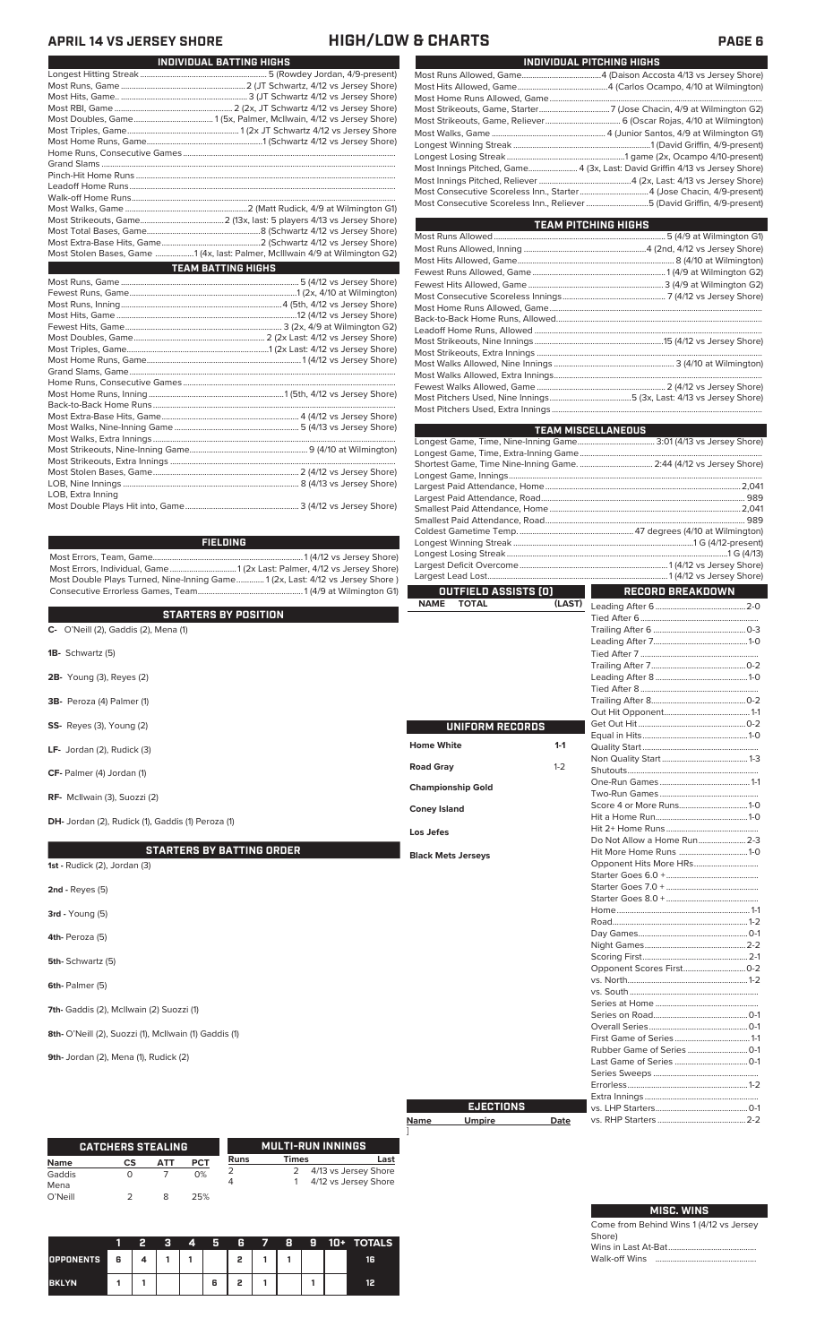## APRIL 14 VS JERSEY SHORE — HIGH/LOW & CHARTS

### INDIVIDUAL BATTING HIGHS

| | |
|---|---|
| Longest Hitting Streak | 5 (Rowdey Jordan, 4/9-present) |
| Most Runs, Game | 2 (JT Schwartz, 4/12 vs Jersey Shore) |
| Most Hits, Game | 3 (JT Schwartz 4/12 vs Jersey Shore) |
| Most RBI, Game | 2 (2x, JT Schwartz 4/12 vs Jersey Shore) |
| Most Doubles, Game | 1 (5x, Palmer, McIlwain, 4/12 vs Jersey Shore) |
| Most Triples, Game | 1 (2x JT Schwartz 4/12 vs Jersey Shore |
| Most Home Runs, Game | 1 (Schwartz 4/12 vs Jersey Shore) |
| Home Runs, Consecutive Games | |
| Grand Slams | |
| Pinch-Hit Home Runs | |
| Leadoff Home Runs | |
| Walk-off Home Runs | |
| Most Walks, Game | 2 (Matt Rudick, 4/9 at Wilmington G1) |
| Most Strikeouts, Game | 2 (13x, last: 5 players 4/13 vs Jersey Shore) |
| Most Total Bases, Game | 8 (Schwartz 4/12 vs Jersey Shore) |
| Most Extra-Base Hits, Game | 2 (Schwartz 4/12 vs Jersey Shore) |
| Most Stolen Bases, Game | 1 (4x, last: Palmer, McIlwain 4/9 at Wilmington G2) |

### TEAM BATTING HIGHS

| | |
|---|---|
| Most Runs, Game | 5 (4/12 vs Jersey Shore) |
| Fewest Runs, Game | 1 (2x, 4/10 at Wilmington) |
| Most Runs, Inning | 4 (5th, 4/12 vs Jersey Shore) |
| Most Hits, Game | 12 (4/12 vs Jersey Shore) |
| Fewest Hits, Game | 3 (2x, 4/9 at Wilmington G2) |
| Most Doubles, Game | 2 (2x Last: 4/12 vs Jersey Shore) |
| Most Triples, Game | 1 (2x Last: 4/12 vs Jersey Shore) |
| Most Home Runs, Game | 1 (4/12 vs Jersey Shore) |
| Grand Slams, Game | |
| Home Runs, Consecutive Games | |
| Most Home Runs, Inning | 1 (5th, 4/12 vs Jersey Shore) |
| Back-to-Back Home Runs | |
| Most Extra-Base Hits, Game | 4 (4/12 vs Jersey Shore) |
| Most Walks, Nine-Inning Game | 5 (4/13 vs Jersey Shore) |
| Most Walks, Extra Innings | |
| Most Strikeouts, Nine-Inning Game | 9 (4/10 at Wilmington) |
| Most Strikeouts, Extra Innings | |
| Most Stolen Bases, Game | 2 (4/12 vs Jersey Shore) |
| LOB, Nine Innings | 8 (4/13 vs Jersey Shore) |
| LOB, Extra Inning | |
| Most Double Plays Hit into, Game | 3 (4/12 vs Jersey Shore) |

### FIELDING

| | |
|---|---|
| Most Errors, Team, Game | 1 (4/12 vs Jersey Shore) |
| Most Errors, Individual, Game | 1 (2x Last: Palmer, 4/12 vs Jersey Shore) |
| Most Double Plays Turned, Nine-Inning Game | 1 (2x, Last: 4/12 vs Jersey Shore ) |
| Consecutive Errorless Games, Team | 1 (4/9 at Wilmington G1) |

### STARTERS BY POSITION

**C-** O'Neill (2), Gaddis (2), Mena (1)

**1B-** Schwartz (5)

**2B-** Young (3), Reyes (2)

**3B-** Peroza (4) Palmer (1)

**SS-** Reyes (3), Young (2)

**LF-** Jordan (2), Rudick (3)

**CF-** Palmer (4) Jordan (1)

**RF-** McIlwain (3), Suozzi (2)

**DH-** Jordan (2), Rudick (1), Gaddis (1) Peroza (1)

### STARTERS BY BATTING ORDER

**1st -** Rudick (2), Jordan (3)

**2nd -** Reyes (5)

**3rd -** Young (5)

**4th-** Peroza (5)

**5th-** Schwartz (5)

**6th-** Palmer (5)

**7th-** Gaddis (2), McIlwain (2) Suozzi (1)

**8th-** O'Neill (2), Suozzi (1), McIlwain (1) Gaddis (1)

**9th-** Jordan (2), Mena (1), Rudick (2)

### INDIVIDUAL PITCHING HIGHS

| | |
|---|---|
| Most Runs Allowed, Game | 4 (Daison Accosta 4/13 vs Jersey Shore) |
| Most Hits Allowed, Game | 4 (Carlos Ocampo, 4/10 at Wilmington) |
| Most Home Runs Allowed, Game | |
| Most Strikeouts, Game, Starter | 7 (Jose Chacin, 4/9 at Wilmington G2) |
| Most Strikeouts, Game, Reliever | 6 (Oscar Rojas, 4/10 at Wilmington) |
| Most Walks, Game | 4 (Junior Santos, 4/9 at Wilmington G1) |
| Longest Winning Streak | 1 (David Griffin, 4/9-present) |
| Longest Losing Streak | 1 game (2x, Ocampo 4/10-present) |
| Most Innings Pitched, Game | 4 (3x, Last: David Griffin 4/13 vs Jersey Shore) |
| Most Innings Pitched, Reliever | 4 (2x, Last: 4/13 vs Jersey Shore) |
| Most Consecutive Scoreless Inn., Starter | 4 (Jose Chacin, 4/9-present) |
| Most Consecutive Scoreless Inn., Reliever | 5 (David Griffin, 4/9-present) |

### TEAM PITCHING HIGHS

| | |
|---|---|
| Most Runs Allowed | 5 (4/9 at Wilmington G1) |
| Most Runs Allowed, Inning | 4 (2nd, 4/12 vs Jersey Shore) |
| Most Hits Allowed, Game | 8 (4/10 at Wilmington) |
| Fewest Runs Allowed, Game | 1 (4/9 at Wilmington G2) |
| Fewest Hits Allowed, Game | 3 (4/9 at Wilmington G2) |
| Most Consecutive Scoreless Innings | 7 (4/12 vs Jersey Shore) |
| Most Home Runs Allowed, Game | |
| Back-to-Back Home Runs, Allowed | |
| Leadoff Home Runs, Allowed | |
| Most Strikeouts, Nine Innings | 15 (4/12 vs Jersey Shore) |
| Most Strikeouts, Extra Innings | |
| Most Walks Allowed, Nine Innings | 3 (4/10 at Wilmington) |
| Most Walks Allowed, Extra Innings | |
| Fewest Walks Allowed, Game | 2 (4/12 vs Jersey Shore) |
| Most Pitchers Used, Nine Innings | 5 (3x, Last: 4/13 vs Jersey Shore) |
| Most Pitchers Used, Extra Innings | |

### TEAM MISCELLANEOUS

| | |
|---|---|
| Longest Game, Time, Nine-Inning Game | 3:01 (4/13 vs Jersey Shore) |
| Longest Game, Time, Extra-Inning Game | |
| Shortest Game, Time Nine-Inning Game. | 2:44 (4/12 vs Jersey Shore) |
| Longest Game, Innings | |
| Largest Paid Attendance, Home | 2,041 |
| Largest Paid Attendance, Road | 989 |
| Smallest Paid Attendance, Home | 2,041 |
| Smallest Paid Attendance, Road | 989 |
| Coldest Gametime Temp. | 47 degrees (4/10 at Wilmington) |
| Longest Winning Streak | 1 G (4/12-present) |
| Longest Losing Streak | 1 G (4/13) |
| Largest Deficit Overcome | 1 (4/12 vs Jersey Shore) |
| Largest Lead Lost | 1 (4/12 vs Jersey Shore) |

### OUTFIELD ASSISTS (0)

| NAME | TOTAL | (LAST) |
|---|---|---|

### UNIFORM RECORDS

| | |
|---|---|
| Home White | 1-1 |
| Road Gray | 1-2 |
| Championship Gold | |
| Coney Island | |
| Los Jefes | |
| Black Mets Jerseys | |

### RECORD BREAKDOWN

| | |
|---|---|
| Leading After 6 | 2-0 |
| Tied After 6 | |
| Trailing After 6 | 0-3 |
| Leading After 7 | 1-0 |
| Tied After 7 | |
| Trailing After 7 | 0-2 |
| Leading After 8 | 1-0 |
| Tied After 8 | |
| Trailing After 8 | 0-2 |
| Out Hit Opponent | 1-1 |
| Get Out Hit | 0-2 |
| Equal in Hits | 1-0 |
| Quality Start | |
| Non Quality Start | 1-3 |
| Shutouts | |
| One-Run Games | 1-1 |
| Two-Run Games | |
| Score 4 or More Runs | 1-0 |
| Hit a Home Run | 1-0 |
| Hit 2+ Home Runs | |
| Do Not Allow a Home Run | 2-3 |
| Hit More Home Runs | 1-0 |
| Opponent Hits More HRs | |
| Starter Goes 6.0 + | |
| Starter Goes 7.0 + | |
| Starter Goes 8.0 + | |
| Home | 1-1 |
| Road | 1-2 |
| Day Games | 0-1 |
| Night Games | 2-2 |
| Scoring First | 2-1 |
| Opponent Scores First | 0-2 |
| vs. North | 1-2 |
| vs. South | |
| Series at Home | |
| Series on Road | 0-1 |
| Overall Series | 0-1 |
| First Game of Series | 1-1 |
| Rubber Game of Series | 0-1 |
| Last Game of Series | 0-1 |
| Series Sweeps | |
| Errorless | 1-2 |
| Extra Innings | |
| vs. LHP Starters | 0-1 |
| vs. RHP Starters | 2-2 |

### EJECTIONS

| Name | Umpire | Date |
|---|---|---|

### CATCHERS STEALING

| Name | CS | ATT | PCT |
|---|---|---|---|
| Gaddis | 0 | 7 | 0% |
| Mena | | | |
| O'Neill | 2 | 8 | 25% |

### MULTI-RUN INNINGS

| Runs | Times | Last |
|---|---|---|
| 2 | 2 | 4/13 vs Jersey Shore |
| 4 | 1 | 4/12 vs Jersey Shore |

### MISC. WINS

Come from Behind Wins 1 (4/12 vs Jersey Shore)

Wins in Last At-Bat

Walk-off Wins

| | 1 | 2 | 3 | 4 | 5 | 6 | 7 | 8 | 9 | 10+ | TOTALS |
|---|---|---|---|---|---|---|---|---|---|---|---|
| OPPONENTS | 6 | 4 | 1 | 1 | | 2 | 1 | 1 | | | 16 |
| BKLYN | 1 | 1 | | | 6 | 2 | 1 | | 1 | | 12 |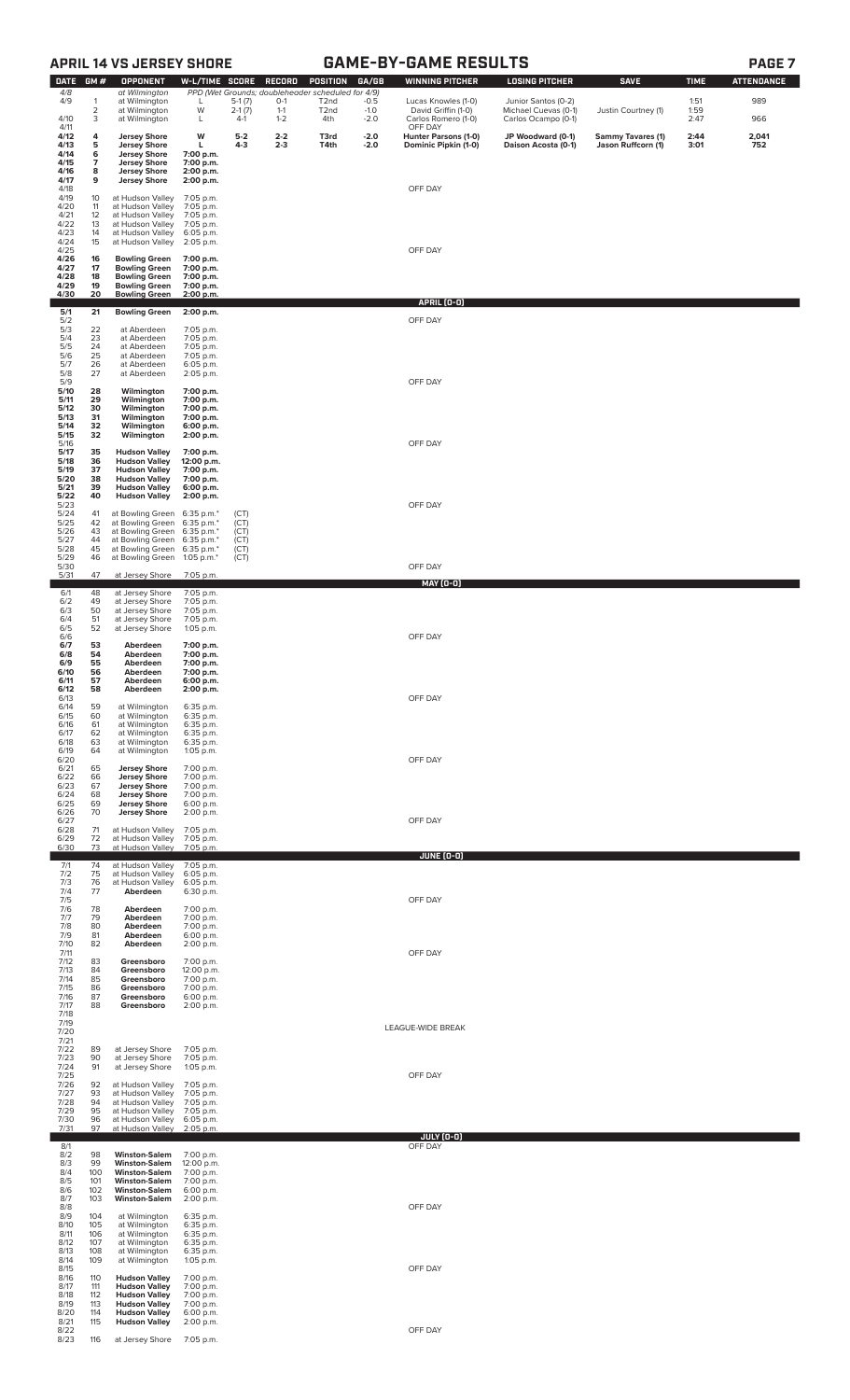## APRIL 14 VS JERSEY SHORE — GAME-BY-GAME RESULTS

| DATE | GM # | OPPONENT | W-L/TIME | SCORE | RECORD | POSITION | GA/GB | WINNING PITCHER | LOSING PITCHER | SAVE | TIME | ATTENDANCE |
|---|---|---|---|---|---|---|---|---|---|---|---|---|
| 4/8 | | at Wilmington | PPD (Wet Grounds; doubleheader scheduled for 4/9) | | | | | | | | | |
| 4/9 | 1 | at Wilmington | L | 5-1 (7) | 0-1 | T2nd | -0.5 | Lucas Knowles (1-0) | Junior Santos (0-2) | | 1:51 | 989 |
| | 2 | at Wilmington | W | 2-1 (7) | 1-1 | T2nd | -1.0 | David Griffin (1-0) | Michael Cuevas (0-1) | Justin Courtney (1) | 1:59 | |
| 4/10 | 3 | at Wilmington | L | 4-1 | 1-2 | 4th | -2.0 | Carlos Romero (1-0) | Carlos Ocampo (0-1) | | 2:47 | 966 |
| 4/11 | | | | | | | | OFF DAY | | | | |
| **4/12** | **4** | **Jersey Shore** | **W** | **5-2** | **2-2** | **T3rd** | **-2.0** | **Hunter Parsons (1-0)** | **JP Woodward (0-1)** | **Sammy Tavares (1)** | **2:44** | **2,041** |
| **4/13** | **5** | **Jersey Shore** | **L** | **4-3** | **2-3** | **T4th** | **-2.0** | **Dominic Pipkin (1-0)** | **Daison Acosta (0-1)** | **Jason Ruffcorn (1)** | **3:01** | **752** |
| **4/14** | **6** | **Jersey Shore** | **7:00 p.m.** | | | | | | | | | |
| **4/15** | **7** | **Jersey Shore** | **7:00 p.m.** | | | | | | | | | |
| **4/16** | **8** | **Jersey Shore** | **2:00 p.m.** | | | | | | | | | |
| **4/17** | **9** | **Jersey Shore** | **2:00 p.m.** | | | | | | | | | |
| 4/18 | | | | | | | | OFF DAY | | | | |
| 4/19 | 10 | at Hudson Valley | 7:05 p.m. | | | | | | | | | |
| 4/20 | 11 | at Hudson Valley | 7:05 p.m. | | | | | | | | | |
| 4/21 | 12 | at Hudson Valley | 7:05 p.m. | | | | | | | | | |
| 4/22 | 13 | at Hudson Valley | 7:05 p.m. | | | | | | | | | |
| 4/23 | 14 | at Hudson Valley | 6:05 p.m. | | | | | | | | | |
| 4/24 | 15 | at Hudson Valley | 2:05 p.m. | | | | | | | | | |
| 4/25 | | | | | | | | OFF DAY | | | | |
| **4/26** | **16** | **Bowling Green** | **7:00 p.m.** | | | | | | | | | |
| **4/27** | **17** | **Bowling Green** | **7:00 p.m.** | | | | | | | | | |
| **4/28** | **18** | **Bowling Green** | **7:00 p.m.** | | | | | | | | | |
| **4/29** | **19** | **Bowling Green** | **7:00 p.m.** | | | | | | | | | |
| **4/30** | **20** | **Bowling Green** | **2:00 p.m.** | | | | | | | | | |
| | | | | | | | | **APRIL (0-0)** | | | | |
| **5/1** | **21** | **Bowling Green** | **2:00 p.m.** | | | | | | | | | |
| 5/2 | | | | | | | | OFF DAY | | | | |
| 5/3 | 22 | at Aberdeen | 7:05 p.m. | | | | | | | | | |
| 5/4 | 23 | at Aberdeen | 7:05 p.m. | | | | | | | | | |
| 5/5 | 24 | at Aberdeen | 7:05 p.m. | | | | | | | | | |
| 5/6 | 25 | at Aberdeen | 7:05 p.m. | | | | | | | | | |
| 5/7 | 26 | at Aberdeen | 6:05 p.m. | | | | | | | | | |
| 5/8 | 27 | at Aberdeen | 2:05 p.m. | | | | | | | | | |
| 5/9 | | | | | | | | OFF DAY | | | | |
| **5/10** | **28** | **Wilmington** | **7:00 p.m.** | | | | | | | | | |
| **5/11** | **29** | **Wilmington** | **7:00 p.m.** | | | | | | | | | |
| **5/12** | **30** | **Wilmington** | **7:00 p.m.** | | | | | | | | | |
| **5/13** | **31** | **Wilmington** | **7:00 p.m.** | | | | | | | | | |
| **5/14** | **32** | **Wilmington** | **6:00 p.m.** | | | | | | | | | |
| **5/15** | **32** | **Wilmington** | **2:00 p.m.** | | | | | | | | | |
| 5/16 | | | | | | | | OFF DAY | | | | |
| **5/17** | **35** | **Hudson Valley** | **7:00 p.m.** | | | | | | | | | |
| **5/18** | **36** | **Hudson Valley** | **12:00 p.m.** | | | | | | | | | |
| **5/19** | **37** | **Hudson Valley** | **7:00 p.m.** | | | | | | | | | |
| **5/20** | **38** | **Hudson Valley** | **7:00 p.m.** | | | | | | | | | |
| **5/21** | **39** | **Hudson Valley** | **6:00 p.m.** | | | | | | | | | |
| **5/22** | **40** | **Hudson Valley** | **2:00 p.m.** | | | | | | | | | |
| 5/23 | | | | | | | | OFF DAY | | | | |
| 5/24 | 41 | at Bowling Green | 6:35 p.m.* | (CT) | | | | | | | | |
| 5/25 | 42 | at Bowling Green | 6:35 p.m.* | (CT) | | | | | | | | |
| 5/26 | 43 | at Bowling Green | 6:35 p.m.* | (CT) | | | | | | | | |
| 5/27 | 44 | at Bowling Green | 6:35 p.m.* | (CT) | | | | | | | | |
| 5/28 | 45 | at Bowling Green | 6:35 p.m.* | (CT) | | | | | | | | |
| 5/29 | 46 | at Bowling Green | 1:05 p.m.* | (CT) | | | | | | | | |
| 5/30 | | | | | | | | OFF DAY | | | | |
| 5/31 | 47 | at Jersey Shore | 7:05 p.m. | | | | | | | | | |
| | | | | | | | | **MAY (0-0)** | | | | |
| 6/1 | 48 | at Jersey Shore | 7:05 p.m. | | | | | | | | | |
| 6/2 | 49 | at Jersey Shore | 7:05 p.m. | | | | | | | | | |
| 6/3 | 50 | at Jersey Shore | 7:05 p.m. | | | | | | | | | |
| 6/4 | 51 | at Jersey Shore | 7:05 p.m. | | | | | | | | | |
| 6/5 | 52 | at Jersey Shore | 1:05 p.m. | | | | | | | | | |
| 6/6 | | | | | | | | OFF DAY | | | | |
| **6/7** | **53** | **Aberdeen** | **7:00 p.m.** | | | | | | | | | |
| **6/8** | **54** | **Aberdeen** | **7:00 p.m.** | | | | | | | | | |
| **6/9** | **55** | **Aberdeen** | **7:00 p.m.** | | | | | | | | | |
| **6/10** | **56** | **Aberdeen** | **7:00 p.m.** | | | | | | | | | |
| **6/11** | **57** | **Aberdeen** | **6:00 p.m.** | | | | | | | | | |
| **6/12** | **58** | **Aberdeen** | **2:00 p.m.** | | | | | | | | | |
| 6/13 | | | | | | | | OFF DAY | | | | |
| 6/14 | 59 | at Wilmington | 6:35 p.m. | | | | | | | | | |
| 6/15 | 60 | at Wilmington | 6:35 p.m. | | | | | | | | | |
| 6/16 | 61 | at Wilmington | 6:35 p.m. | | | | | | | | | |
| 6/17 | 62 | at Wilmington | 6:35 p.m. | | | | | | | | | |
| 6/18 | 63 | at Wilmington | 6:35 p.m. | | | | | | | | | |
| 6/19 | 64 | at Wilmington | 1:05 p.m. | | | | | | | | | |
| 6/20 | | | | | | | | OFF DAY | | | | |
| 6/21 | 65 | **Jersey Shore** | 7:00 p.m. | | | | | | | | | |
| 6/22 | 66 | **Jersey Shore** | 7:00 p.m. | | | | | | | | | |
| 6/23 | 67 | **Jersey Shore** | 7:00 p.m. | | | | | | | | | |
| 6/24 | 68 | **Jersey Shore** | 7:00 p.m. | | | | | | | | | |
| 6/25 | 69 | **Jersey Shore** | 6:00 p.m. | | | | | | | | | |
| 6/26 | 70 | **Jersey Shore** | 2:00 p.m. | | | | | | | | | |
| 6/27 | | | | | | | | OFF DAY | | | | |
| 6/28 | 71 | at Hudson Valley | 7:05 p.m. | | | | | | | | | |
| 6/29 | 72 | at Hudson Valley | 7:05 p.m. | | | | | | | | | |
| 6/30 | 73 | at Hudson Valley | 7:05 p.m. | | | | | | | | | |
| | | | | | | | | **JUNE (0-0)** | | | | |
| 7/1 | 74 | at Hudson Valley | 7:05 p.m. | | | | | | | | | |
| 7/2 | 75 | at Hudson Valley | 6:05 p.m. | | | | | | | | | |
| 7/3 | 76 | at Hudson Valley | 6:05 p.m. | | | | | | | | | |
| 7/4 | 77 | **Aberdeen** | 6:30 p.m. | | | | | | | | | |
| 7/5 | | | | | | | | OFF DAY | | | | |
| 7/6 | 78 | **Aberdeen** | 7:00 p.m. | | | | | | | | | |
| 7/7 | 79 | **Aberdeen** | 7:00 p.m. | | | | | | | | | |
| 7/8 | 80 | **Aberdeen** | 7:00 p.m. | | | | | | | | | |
| 7/9 | 81 | **Aberdeen** | 6:00 p.m. | | | | | | | | | |
| 7/10 | 82 | **Aberdeen** | 2:00 p.m. | | | | | | | | | |
| 7/11 | | | | | | | | OFF DAY | | | | |
| 7/12 | 83 | **Greensboro** | 7:00 p.m. | | | | | | | | | |
| 7/13 | 84 | **Greensboro** | 12:00 p.m. | | | | | | | | | |
| 7/14 | 85 | **Greensboro** | 7:00 p.m. | | | | | | | | | |
| 7/15 | 86 | **Greensboro** | 7:00 p.m. | | | | | | | | | |
| 7/16 | 87 | **Greensboro** | 6:00 p.m. | | | | | | | | | |
| 7/17 | 88 | **Greensboro** | 2:00 p.m. | | | | | | | | | |
| 7/18 | | | | | | | | | | | | |
| 7/19 | | | | | | | | | | | | |
| 7/20 | | | | | | | | LEAGUE-WIDE BREAK | | | | |
| 7/21 | | | | | | | | | | | | |
| 7/22 | 89 | at Jersey Shore | 7:05 p.m. | | | | | | | | | |
| 7/23 | 90 | at Jersey Shore | 7:05 p.m. | | | | | | | | | |
| 7/24 | 91 | at Jersey Shore | 1:05 p.m. | | | | | | | | | |
| 7/25 | | | | | | | | OFF DAY | | | | |
| 7/26 | 92 | at Hudson Valley | 7:05 p.m. | | | | | | | | | |
| 7/27 | 93 | at Hudson Valley | 7:05 p.m. | | | | | | | | | |
| 7/28 | 94 | at Hudson Valley | 7:05 p.m. | | | | | | | | | |
| 7/29 | 95 | at Hudson Valley | 7:05 p.m. | | | | | | | | | |
| 7/30 | 96 | at Hudson Valley | 6:05 p.m. | | | | | | | | | |
| 7/31 | 97 | at Hudson Valley | 2:05 p.m. | | | | | | | | | |
| | | | | | | | | **JULY (0-0)** | | | | |
| 8/1 | | | | | | | | OFF DAY | | | | |
| 8/2 | 98 | **Winston-Salem** | 7:00 p.m. | | | | | | | | | |
| 8/3 | 99 | **Winston-Salem** | 12:00 p.m. | | | | | | | | | |
| 8/4 | 100 | **Winston-Salem** | 7:00 p.m. | | | | | | | | | |
| 8/5 | 101 | **Winston-Salem** | 7:00 p.m. | | | | | | | | | |
| 8/6 | 102 | **Winston-Salem** | 6:00 p.m. | | | | | | | | | |
| 8/7 | 103 | **Winston-Salem** | 2:00 p.m. | | | | | | | | | |
| 8/8 | | | | | | | | OFF DAY | | | | |
| 8/9 | 104 | at Wilmington | 6:35 p.m. | | | | | | | | | |
| 8/10 | 105 | at Wilmington | 6:35 p.m. | | | | | | | | | |
| 8/11 | 106 | at Wilmington | 6:35 p.m. | | | | | | | | | |
| 8/12 | 107 | at Wilmington | 6:35 p.m. | | | | | | | | | |
| 8/13 | 108 | at Wilmington | 6:35 p.m. | | | | | | | | | |
| 8/14 | 109 | at Wilmington | 1:05 p.m. | | | | | | | | | |
| 8/15 | | | | | | | | OFF DAY | | | | |
| 8/16 | 110 | **Hudson Valley** | 7:00 p.m. | | | | | | | | | |
| 8/17 | 111 | **Hudson Valley** | 7:00 p.m. | | | | | | | | | |
| 8/18 | 112 | **Hudson Valley** | 7:00 p.m. | | | | | | | | | |
| 8/19 | 113 | **Hudson Valley** | 7:00 p.m. | | | | | | | | | |
| 8/20 | 114 | **Hudson Valley** | 6:00 p.m. | | | | | | | | | |
| 8/21 | 115 | **Hudson Valley** | 2:00 p.m. | | | | | | | | | |
| 8/22 | | | | | | | | OFF DAY | | | | |
| 8/23 | 116 | at Jersey Shore | 7:05 p.m. | | | | | | | | | |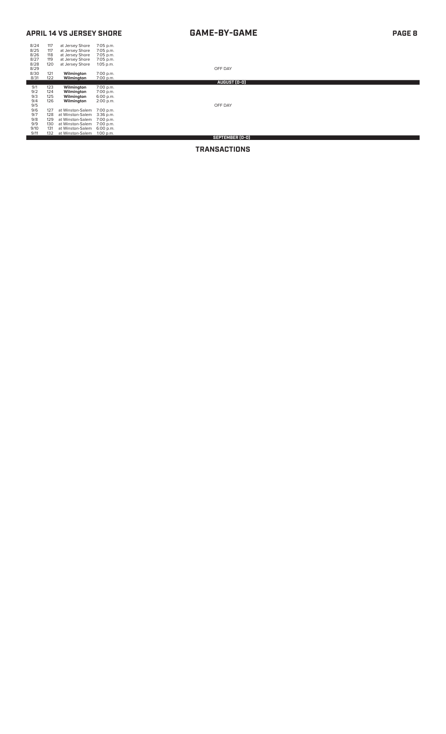## GAME-BY-GAME

| | | | | |
|---|---|---|---|---|
| 8/24 | 117 | at Jersey Shore | 7:05 p.m. | |
| 8/25 | 117 | at Jersey Shore | 7:05 p.m. | |
| 8/26 | 118 | at Jersey Shore | 7:05 p.m. | |
| 8/27 | 119 | at Jersey Shore | 7:05 p.m. | |
| 8/28 | 120 | at Jersey Shore | 1:05 p.m. | |
| 8/29 | | | | OFF DAY |
| 8/30 | 121 | **Wilmington** | 7:00 p.m. | |
| 8/31 | 122 | **Wilmington** | 7:00 p.m. | |
| | | | | **AUGUST (0-0)** |
| 9/1 | 123 | **Wilmington** | 7:00 p.m. | |
| 9/2 | 124 | **Wilmington** | 7:00 p.m. | |
| 9/3 | 125 | **Wilmington** | 6:00 p.m. | |
| 9/4 | 126 | **Wilmington** | 2:00 p.m. | |
| 9/5 | | | | OFF DAY |
| 9/6 | 127 | at Winston-Salem | 7:00 p.m. | |
| 9/7 | 128 | at Winston-Salem | 3:36 p.m. | |
| 9/8 | 129 | at Winston-Salem | 7:00 p.m. | |
| 9/9 | 130 | at Winston-Salem | 7:00 p.m. | |
| 9/10 | 131 | at Winston-Salem | 6:00 p.m. | |
| 9/11 | 132 | at Winston-Salem | 1:00 p.m. | |
| | | | | **SEPTEMBER (0-0)** |

## TRANSACTIONS